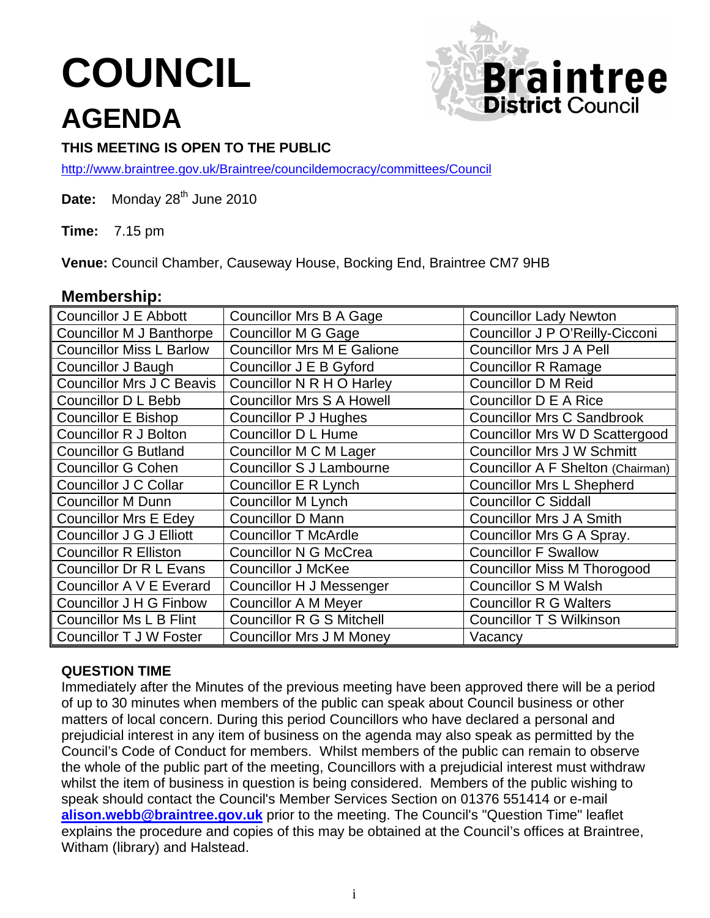# COUNCIL

# AGENDA

**THIS MEETING IS OPEN TO THE PUBLIC**

http://www.braintree.gov.uk/Braintree/councildemocracy/committees/Council

**Date:** Monday 28th June 2010

**Time:** 7.15 pm

**Venue:** Council Chamber, Causeway House, Bocking End, Braintree CM7 9HB

## Membership:

| | | |
|---|---|---|
| Councillor J E Abbott | Councillor Mrs B A Gage | Councillor Lady Newton |
| Councillor M J Banthorpe | Councillor M G Gage | Councillor J P O'Reilly-Cicconi |
| Councillor Miss L Barlow | Councillor Mrs M E Galione | Councillor Mrs J A Pell |
| Councillor J Baugh | Councillor J E B Gyford | Councillor R Ramage |
| Councillor Mrs J C Beavis | Councillor N R H O Harley | Councillor D M Reid |
| Councillor D L Bebb | Councillor Mrs S A Howell | Councillor D E A Rice |
| Councillor E Bishop | Councillor P J Hughes | Councillor Mrs C Sandbrook |
| Councillor R J Bolton | Councillor D L Hume | Councillor Mrs W D Scattergood |
| Councillor G Butland | Councillor M C M Lager | Councillor Mrs J W Schmitt |
| Councillor G Cohen | Councillor S J Lambourne | Councillor A F Shelton (Chairman) |
| Councillor J C Collar | Councillor E R Lynch | Councillor Mrs L Shepherd |
| Councillor M Dunn | Councillor M Lynch | Councillor C Siddall |
| Councillor Mrs E Edey | Councillor D Mann | Councillor Mrs J A Smith |
| Councillor J G J Elliott | Councillor T McArdle | Councillor Mrs G A Spray. |
| Councillor R Elliston | Councillor N G McCrea | Councillor F Swallow |
| Councillor Dr R L Evans | Councillor J McKee | Councillor Miss M Thorogood |
| Councillor A V E Everard | Councillor H J Messenger | Councillor S M Walsh |
| Councillor J H G Finbow | Councillor A M Meyer | Councillor R G Walters |
| Councillor Ms L B Flint | Councillor R G S Mitchell | Councillor T S Wilkinson |
| Councillor T J W Foster | Councillor Mrs J M Money | Vacancy |

**QUESTION TIME**

Immediately after the Minutes of the previous meeting have been approved there will be a period of up to 30 minutes when members of the public can speak about Council business or other matters of local concern. During this period Councillors who have declared a personal and prejudicial interest in any item of business on the agenda may also speak as permitted by the Council's Code of Conduct for members. Whilst members of the public can remain to observe the whole of the public part of the meeting, Councillors with a prejudicial interest must withdraw whilst the item of business in question is being considered. Members of the public wishing to speak should contact the Council's Member Services Section on 01376 551414 or e-mail **alison.webb@braintree.gov.uk** prior to the meeting. The Council's "Question Time" leaflet explains the procedure and copies of this may be obtained at the Council's offices at Braintree, Witham (library) and Halstead.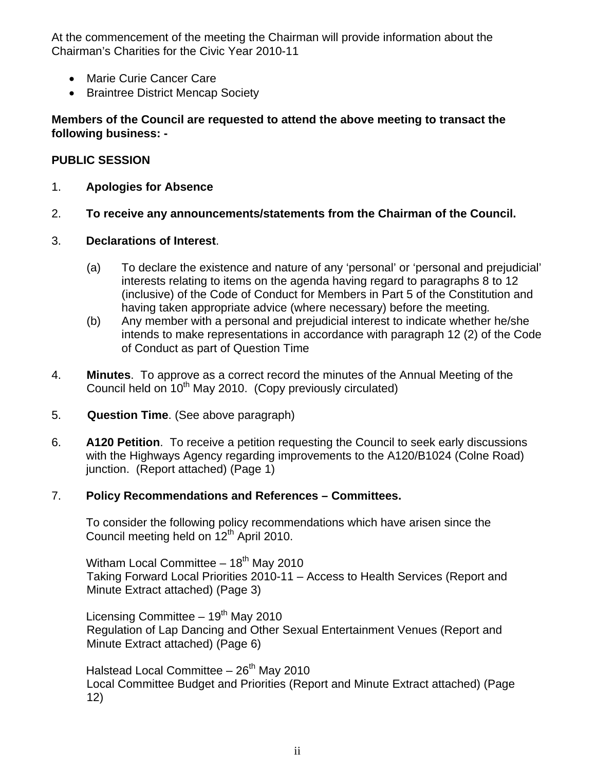At the commencement of the meeting the Chairman will provide information about the Chairman's Charities for the Civic Year 2010-11

- Marie Curie Cancer Care
- Braintree District Mencap Society

**Members of the Council are requested to attend the above meeting to transact the following business: -**

**PUBLIC SESSION**

1. **Apologies for Absence**

2. **To receive any announcements/statements from the Chairman of the Council.**

3. **Declarations of Interest**.

   (a) To declare the existence and nature of any 'personal' or 'personal and prejudicial' interests relating to items on the agenda having regard to paragraphs 8 to 12 (inclusive) of the Code of Conduct for Members in Part 5 of the Constitution and having taken appropriate advice (where necessary) before the meeting.

   (b) Any member with a personal and prejudicial interest to indicate whether he/she intends to make representations in accordance with paragraph 12 (2) of the Code of Conduct as part of Question Time

4. **Minutes**. To approve as a correct record the minutes of the Annual Meeting of the Council held on 10th May 2010. (Copy previously circulated)

5. **Question Time**. (See above paragraph)

6. **A120 Petition**. To receive a petition requesting the Council to seek early discussions with the Highways Agency regarding improvements to the A120/B1024 (Colne Road) junction. (Report attached) (Page 1)

7. **Policy Recommendations and References – Committees.**

   To consider the following policy recommendations which have arisen since the Council meeting held on 12th April 2010.

   Witham Local Committee – 18th May 2010
   Taking Forward Local Priorities 2010-11 – Access to Health Services (Report and Minute Extract attached) (Page 3)

   Licensing Committee – 19th May 2010
   Regulation of Lap Dancing and Other Sexual Entertainment Venues (Report and Minute Extract attached) (Page 6)

   Halstead Local Committee – 26th May 2010
   Local Committee Budget and Priorities (Report and Minute Extract attached) (Page 12)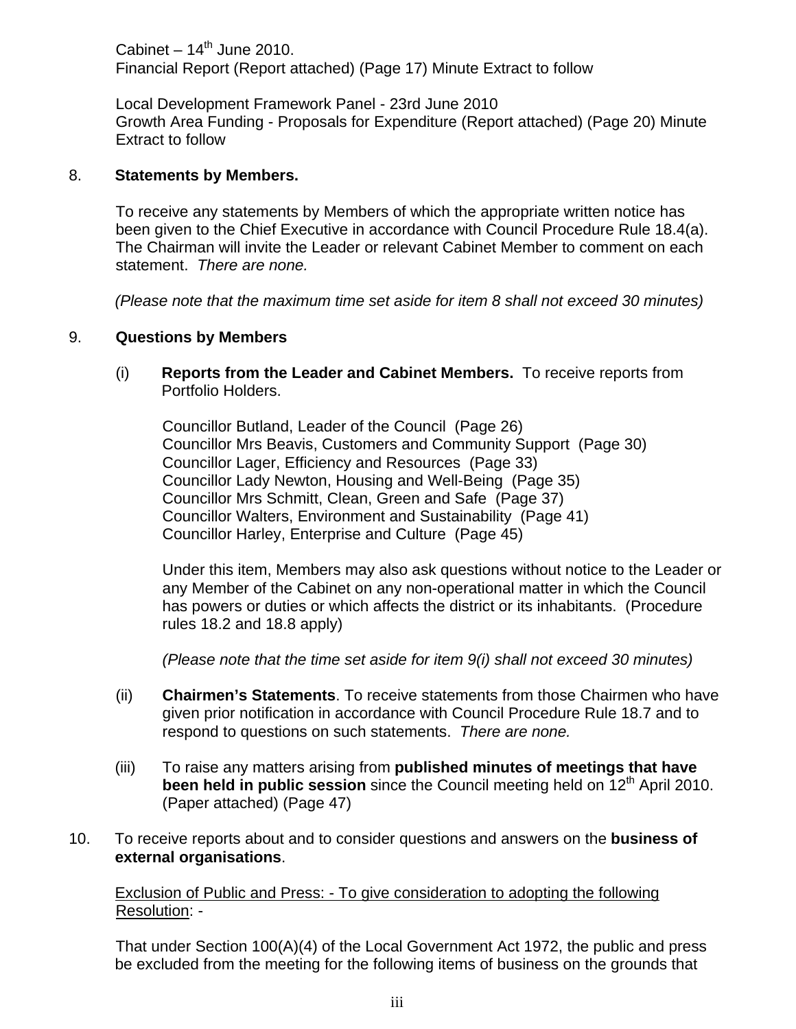Cabinet – 14th June 2010.
Financial Report (Report attached) (Page 17) Minute Extract to follow

Local Development Framework Panel - 23rd June 2010
Growth Area Funding - Proposals for Expenditure (Report attached) (Page 20) Minute Extract to follow

8. **Statements by Members.**

To receive any statements by Members of which the appropriate written notice has been given to the Chief Executive in accordance with Council Procedure Rule 18.4(a). The Chairman will invite the Leader or relevant Cabinet Member to comment on each statement. *There are none.*

*(Please note that the maximum time set aside for item 8 shall not exceed 30 minutes)*

9. **Questions by Members**

(i) **Reports from the Leader and Cabinet Members.** To receive reports from Portfolio Holders.

Councillor Butland, Leader of the Council (Page 26)
Councillor Mrs Beavis, Customers and Community Support (Page 30)
Councillor Lager, Efficiency and Resources (Page 33)
Councillor Lady Newton, Housing and Well-Being (Page 35)
Councillor Mrs Schmitt, Clean, Green and Safe (Page 37)
Councillor Walters, Environment and Sustainability (Page 41)
Councillor Harley, Enterprise and Culture (Page 45)

Under this item, Members may also ask questions without notice to the Leader or any Member of the Cabinet on any non-operational matter in which the Council has powers or duties or which affects the district or its inhabitants. (Procedure rules 18.2 and 18.8 apply)

*(Please note that the time set aside for item 9(i) shall not exceed 30 minutes)*

(ii) **Chairmen's Statements**. To receive statements from those Chairmen who have given prior notification in accordance with Council Procedure Rule 18.7 and to respond to questions on such statements. *There are none.*

(iii) To raise any matters arising from **published minutes of meetings that have been held in public session** since the Council meeting held on 12th April 2010. (Paper attached) (Page 47)

10. To receive reports about and to consider questions and answers on the **business of external organisations**.

Exclusion of Public and Press: - To give consideration to adopting the following Resolution: -

That under Section 100(A)(4) of the Local Government Act 1972, the public and press be excluded from the meeting for the following items of business on the grounds that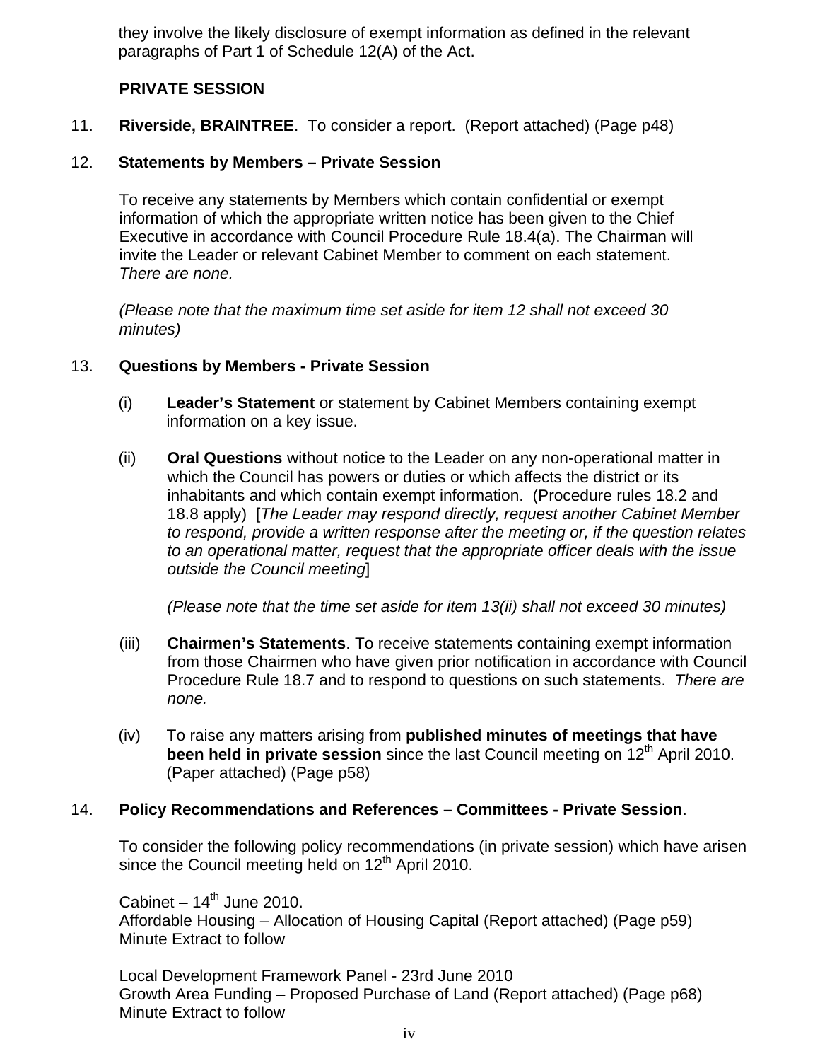they involve the likely disclosure of exempt information as defined in the relevant paragraphs of Part 1 of Schedule 12(A) of the Act.

**PRIVATE SESSION**

11. **Riverside, BRAINTREE**. To consider a report. (Report attached) (Page p48)

12. **Statements by Members – Private Session**

To receive any statements by Members which contain confidential or exempt information of which the appropriate written notice has been given to the Chief Executive in accordance with Council Procedure Rule 18.4(a). The Chairman will invite the Leader or relevant Cabinet Member to comment on each statement. *There are none.*

*(Please note that the maximum time set aside for item 12 shall not exceed 30 minutes)*

13. **Questions by Members - Private Session**

(i) **Leader's Statement** or statement by Cabinet Members containing exempt information on a key issue.

(ii) **Oral Questions** without notice to the Leader on any non-operational matter in which the Council has powers or duties or which affects the district or its inhabitants and which contain exempt information. (Procedure rules 18.2 and 18.8 apply) [*The Leader may respond directly, request another Cabinet Member to respond, provide a written response after the meeting or, if the question relates to an operational matter, request that the appropriate officer deals with the issue outside the Council meeting*]

*(Please note that the time set aside for item 13(ii) shall not exceed 30 minutes)*

(iii) **Chairmen's Statements**. To receive statements containing exempt information from those Chairmen who have given prior notification in accordance with Council Procedure Rule 18.7 and to respond to questions on such statements. *There are none.*

(iv) To raise any matters arising from **published minutes of meetings that have been held in private session** since the last Council meeting on 12th April 2010. (Paper attached) (Page p58)

14. **Policy Recommendations and References – Committees - Private Session**.

To consider the following policy recommendations (in private session) which have arisen since the Council meeting held on 12th April 2010.

Cabinet – 14th June 2010.
Affordable Housing – Allocation of Housing Capital (Report attached) (Page p59)
Minute Extract to follow

Local Development Framework Panel - 23rd June 2010
Growth Area Funding – Proposed Purchase of Land (Report attached) (Page p68)
Minute Extract to follow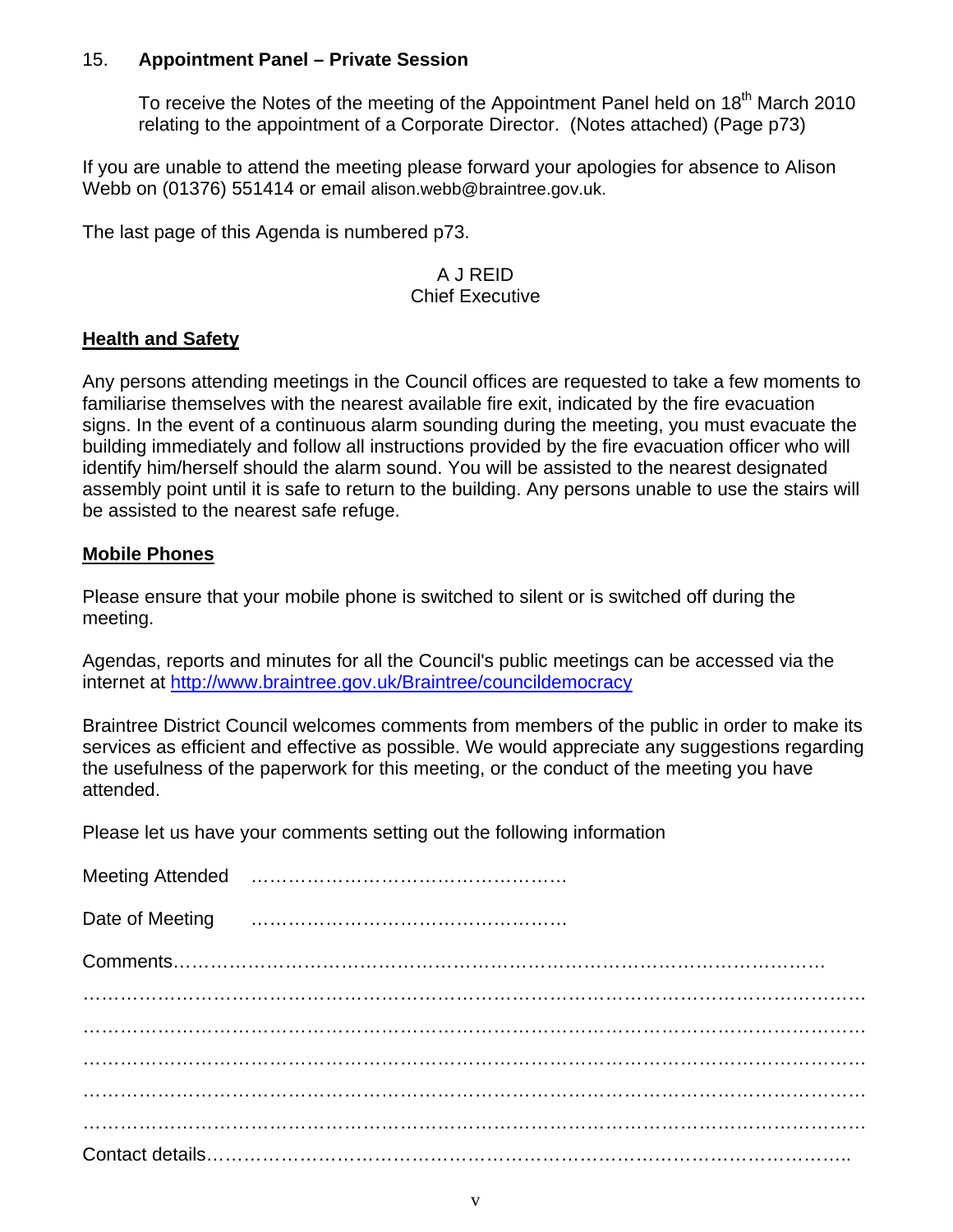15. **Appointment Panel – Private Session**

To receive the Notes of the meeting of the Appointment Panel held on 18th March 2010 relating to the appointment of a Corporate Director. (Notes attached) (Page p73)

If you are unable to attend the meeting please forward your apologies for absence to Alison Webb on (01376) 551414 or email alison.webb@braintree.gov.uk.

The last page of this Agenda is numbered p73.

A J REID
Chief Executive

## Health and Safety

Any persons attending meetings in the Council offices are requested to take a few moments to familiarise themselves with the nearest available fire exit, indicated by the fire evacuation signs. In the event of a continuous alarm sounding during the meeting, you must evacuate the building immediately and follow all instructions provided by the fire evacuation officer who will identify him/herself should the alarm sound. You will be assisted to the nearest designated assembly point until it is safe to return to the building. Any persons unable to use the stairs will be assisted to the nearest safe refuge.

## Mobile Phones

Please ensure that your mobile phone is switched to silent or is switched off during the meeting.

Agendas, reports and minutes for all the Council's public meetings can be accessed via the internet at http://www.braintree.gov.uk/Braintree/councildemocracy

Braintree District Council welcomes comments from members of the public in order to make its services as efficient and effective as possible. We would appreciate any suggestions regarding the usefulness of the paperwork for this meeting, or the conduct of the meeting you have attended.

Please let us have your comments setting out the following information

Meeting Attended ……………………………………………

Date of Meeting ……………………………………………

Comments………………………………………………………………………………………

…………………………………………………………………………………………………………

…………………………………………………………………………………………………………

…………………………………………………………………………………………………………

…………………………………………………………………………………………………………

…………………………………………………………………………………………………………

Contact details……………………………………………………………………………………..